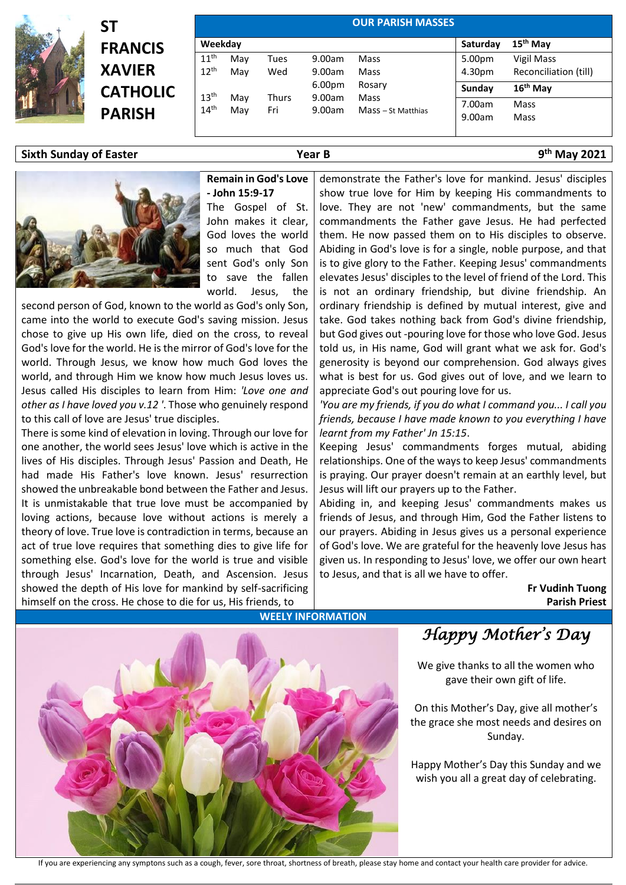# ST FRANCIS XAVIER CATHOLIC PARISH

## OUR PARISH MASSES

| Weekday | | | | |
|---|---|---|---|---|
| 11th | May | Tues | 9.00am | Mass |
| 12th | May | Wed | 9.00am | Mass |
| | | | 6.00pm | Rosary |
| 13th | May | Thurs | 9.00am | Mass |
| 14th | May | Fri | 9.00am | Mass – St Matthias |

| Saturday | 15th May |
|---|---|
| 5.00pm | Vigil Mass |
| 4.30pm | Reconciliation (till) |
| **Sunday** | **16th May** |
| 7.00am | Mass |
| 9.00am | Mass |

**Sixth Sunday of Easter** — **Year B** — **9th May 2021**

### Remain in God's Love - John 15:9-17

The Gospel of St. John makes it clear, God loves the world so much that God sent God's only Son to save the fallen world. Jesus, the second person of God, known to the world as God's only Son, came into the world to execute God's saving mission. Jesus chose to give up His own life, died on the cross, to reveal God's love for the world. He is the mirror of God's love for the world. Through Jesus, we know how much God loves the world, and through Him we know how much Jesus loves us. Jesus called His disciples to learn from Him: *'Love one and other as I have loved you v.12 '.* Those who genuinely respond to this call of love are Jesus' true disciples.

There is some kind of elevation in loving. Through our love for one another, the world sees Jesus' love which is active in the lives of His disciples. Through Jesus' Passion and Death, He had made His Father's love known. Jesus' resurrection showed the unbreakable bond between the Father and Jesus. It is unmistakable that true love must be accompanied by loving actions, because love without actions is merely a theory of love. True love is contradiction in terms, because an act of true love requires that something dies to give life for something else. God's love for the world is true and visible through Jesus' Incarnation, Death, and Ascension. Jesus showed the depth of His love for mankind by self-sacrificing himself on the cross. He chose to die for us, His friends, to demonstrate the Father's love for mankind. Jesus' disciples show true love for Him by keeping His commandments to love. They are not 'new' commandments, but the same commandments the Father gave Jesus. He had perfected them. He now passed them on to His disciples to observe. Abiding in God's love is for a single, noble purpose, and that is to give glory to the Father. Keeping Jesus' commandments elevates Jesus' disciples to the level of friend of the Lord. This is not an ordinary friendship, but divine friendship. An ordinary friendship is defined by mutual interest, give and take. God takes nothing back from God's divine friendship, but God gives out -pouring love for those who love God. Jesus told us, in His name, God will grant what we ask for. God's generosity is beyond our comprehension. God always gives what is best for us. God gives out of love, and we learn to appreciate God's out pouring love for us.

*'You are my friends, if you do what I command you... I call you friends, because I have made known to you everything I have learnt from my Father' Jn 15:15.*

Keeping Jesus' commandments forges mutual, abiding relationships. One of the ways to keep Jesus' commandments is praying. Our prayer doesn't remain at an earthly level, but Jesus will lift our prayers up to the Father.

Abiding in, and keeping Jesus' commandments makes us friends of Jesus, and through Him, God the Father listens to our prayers. Abiding in Jesus gives us a personal experience of God's love. We are grateful for the heavenly love Jesus has given us. In responding to Jesus' love, we offer our own heart to Jesus, and that is all we have to offer.

**Fr Vudinh Tuong**
**Parish Priest**

## WEELY INFORMATION

### *Happy Mother's Day*

We give thanks to all the women who gave their own gift of life.

On this Mother's Day, give all mother's the grace she most needs and desires on Sunday.

Happy Mother's Day this Sunday and we wish you all a great day of celebrating.

If you are experiencing any symptons such as a cough, fever, sore throat, shortness of breath, please stay home and contact your health care provider for advice.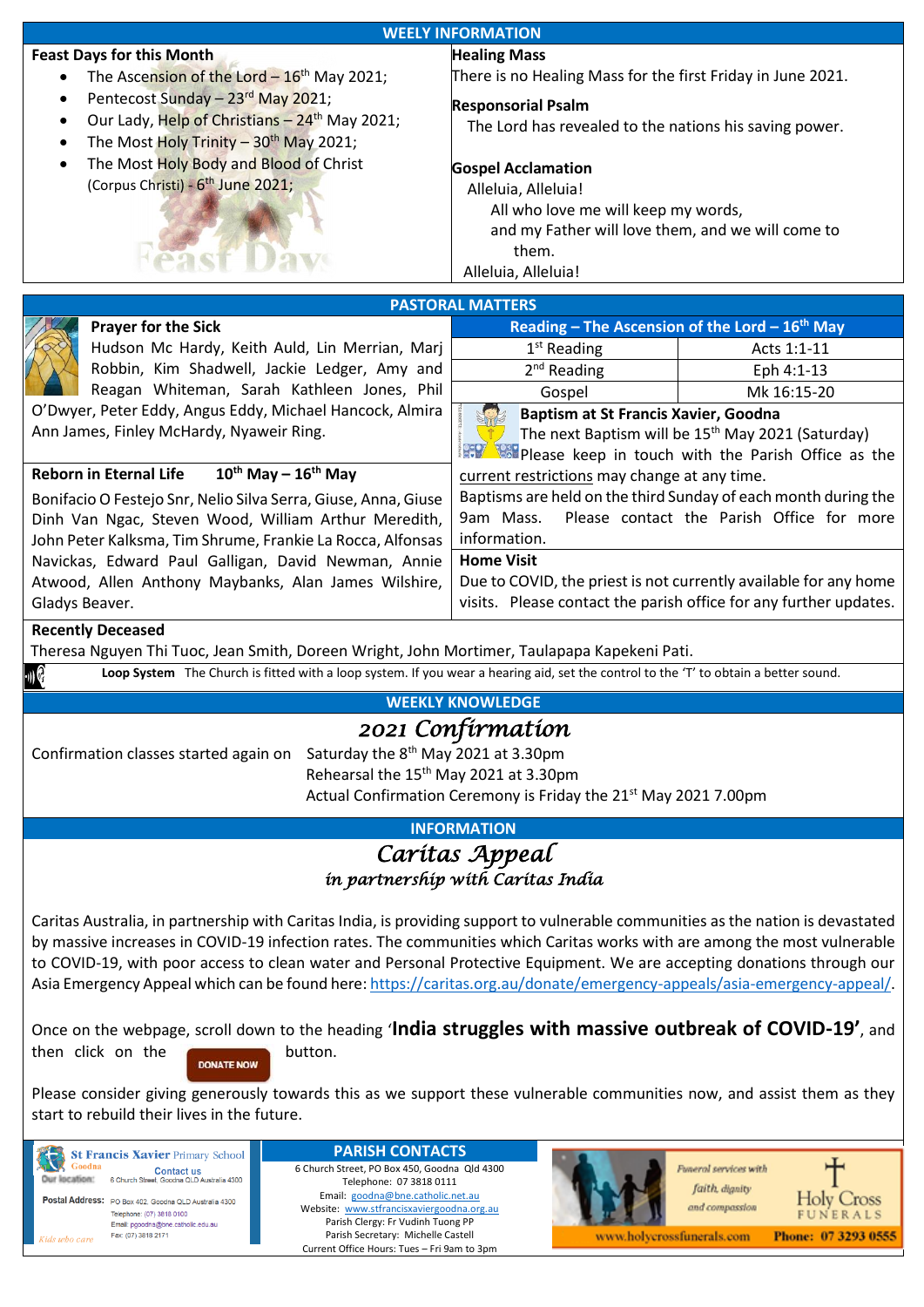## WEELY INFORMATION

### Feast Days for this Month

- The Ascension of the Lord – 16th May 2021;
- Pentecost Sunday – 23rd May 2021;
- Our Lady, Help of Christians – 24th May 2021;
- The Most Holy Trinity – 30th May 2021;
- The Most Holy Body and Blood of Christ (Corpus Christi) - 6th June 2021;

Feast Days

### Healing Mass

There is no Healing Mass for the first Friday in June 2021.

### Responsorial Psalm

The Lord has revealed to the nations his saving power.

### Gospel Acclamation

Alleluia, Alleluia!
All who love me will keep my words,
and my Father will love them, and we will come to them.
Alleluia, Alleluia!

## PASTORAL MATTERS

### Prayer for the Sick

Hudson Mc Hardy, Keith Auld, Lin Merrian, Marj Robbin, Kim Shadwell, Jackie Ledger, Amy and Reagan Whiteman, Sarah Kathleen Jones, Phil O'Dwyer, Peter Eddy, Angus Eddy, Michael Hancock, Almira Ann James, Finley McHardy, Nyaweir Ring.

### Reading – The Ascension of the Lord – 16th May

| | |
|---|---|
| 1st Reading | Acts 1:1-11 |
| 2nd Reading | Eph 4:1-13 |
| Gospel | Mk 16:15-20 |

### Reborn in Eternal Life 10th May – 16th May

Bonifacio O Festejo Snr, Nelio Silva Serra, Giuse, Anna, Giuse Dinh Van Ngac, Steven Wood, William Arthur Meredith, John Peter Kalksma, Tim Shrume, Frankie La Rocca, Alfonsas Navickas, Edward Paul Galligan, David Newman, Annie Atwood, Allen Anthony Maybanks, Alan James Wilshire, Gladys Beaver.

### Baptism at St Francis Xavier, Goodna

The next Baptism will be 15th May 2021 (Saturday)
Please keep in touch with the Parish Office as the current restrictions may change at any time.
Baptisms are held on the third Sunday of each month during the 9am Mass. Please contact the Parish Office for more information.

### Home Visit

Due to COVID, the priest is not currently available for any home visits. Please contact the parish office for any further updates.

### Recently Deceased

Theresa Nguyen Thi Tuoc, Jean Smith, Doreen Wright, John Mortimer, Taulapapa Kapekeni Pati.

**Loop System** The Church is fitted with a loop system. If you wear a hearing aid, set the control to the 'T' to obtain a better sound.

## WEEKLY KNOWLEDGE

### *2021 Confirmation*

Confirmation classes started again on Saturday the 8th May 2021 at 3.30pm
Rehearsal the 15th May 2021 at 3.30pm
Actual Confirmation Ceremony is Friday the 21st May 2021 7.00pm

## INFORMATION

### *Caritas Appeal*

*in partnership with Caritas India*

Caritas Australia, in partnership with Caritas India, is providing support to vulnerable communities as the nation is devastated by massive increases in COVID-19 infection rates. The communities which Caritas works with are among the most vulnerable to COVID-19, with poor access to clean water and Personal Protective Equipment. We are accepting donations through our Asia Emergency Appeal which can be found here: https://caritas.org.au/donate/emergency-appeals/asia-emergency-appeal/.

Once on the webpage, scroll down to the heading '**India struggles with massive outbreak of COVID-19'**, and then click on the DONATE NOW button.

Please consider giving generously towards this as we support these vulnerable communities now, and assist them as they start to rebuild their lives in the future.

**St Francis Xavier Primary School** Goodna
Contact us
Our location: 6 Church Street, Goodna QLD Australia 4300
Postal Address: PO Box 402, Goodna QLD Australia 4300
Telephone: (07) 3818 0100
Email: pgoodna@bne.catholic.edu.au
Fax: (07) 3818 2171
Kids who care

## PARISH CONTACTS

6 Church Street, PO Box 450, Goodna Qld 4300
Telephone: 07 3818 0111
Email: goodna@bne.catholic.net.au
Website: www.stfrancisxaviergoodna.org.au
Parish Clergy: Fr Vudinh Tuong PP
Parish Secretary: Michelle Castell
Current Office Hours: Tues – Fri 9am to 3pm

Funeral services with faith, dignity and compassion
Holy Cross FUNERALS
www.holycrossfunerals.com Phone: 07 3293 0555